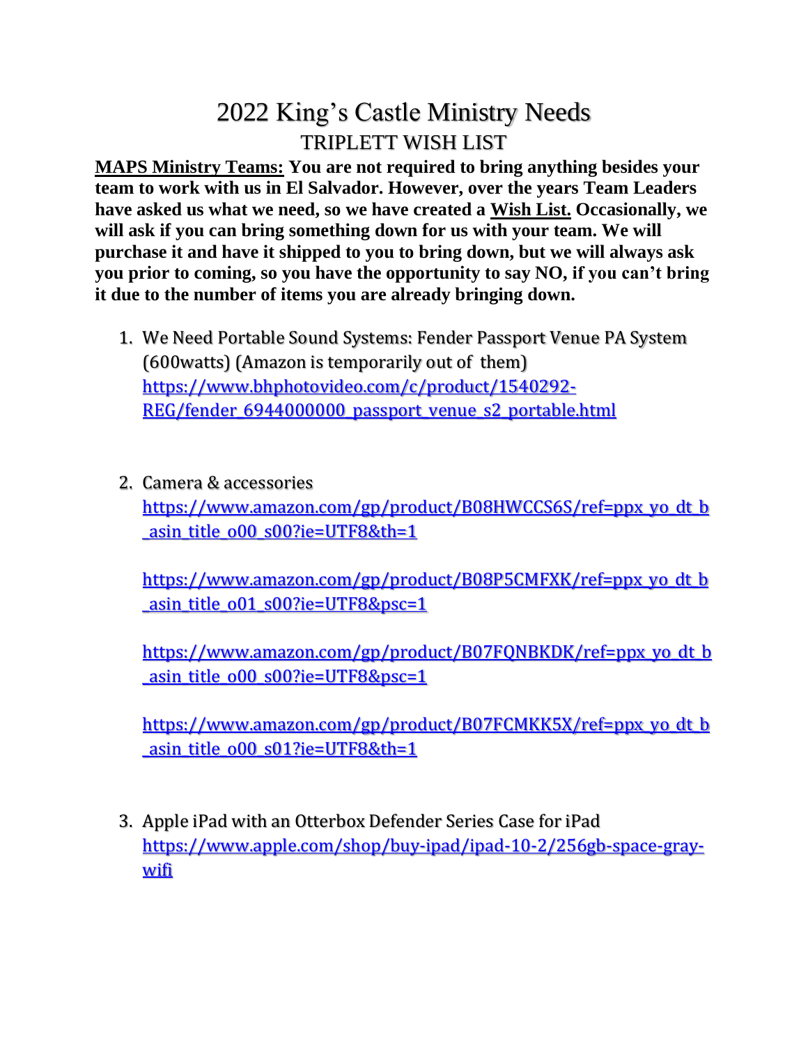# 2022 King's Castle Ministry Needs

## TRIPLETT WISH LIST

**<u>MAPS Ministry Teams:</u> You are not required to bring anything besides your team to work with us in El Salvador. However, over the years Team Leaders have asked us what we need, so we have created a <u>Wish List.</u> Occasionally, we will ask if you can bring something down for us with your team. We will purchase it and have it shipped to you to bring down, but we will always ask you prior to coming, so you have the opportunity to say NO, if you can't bring it due to the number of items you are already bringing down.**

1. We Need Portable Sound Systems: Fender Passport Venue PA System (600watts) (Amazon is temporarily out of them)
   https://www.bhphotovideo.com/c/product/1540292-REG/fender_6944000000_passport_venue_s2_portable.html

2. Camera & accessories
   https://www.amazon.com/gp/product/B08HWCCS6S/ref=ppx_yo_dt_b_asin_title_o00_s00?ie=UTF8&th=1

   https://www.amazon.com/gp/product/B08P5CMFXK/ref=ppx_yo_dt_b_asin_title_o01_s00?ie=UTF8&psc=1

   https://www.amazon.com/gp/product/B07FQNBKDK/ref=ppx_yo_dt_b_asin_title_o00_s00?ie=UTF8&psc=1

   https://www.amazon.com/gp/product/B07FCMKK5X/ref=ppx_yo_dt_b_asin_title_o00_s01?ie=UTF8&th=1

3. Apple iPad with an Otterbox Defender Series Case for iPad
   https://www.apple.com/shop/buy-ipad/ipad-10-2/256gb-space-gray-wifi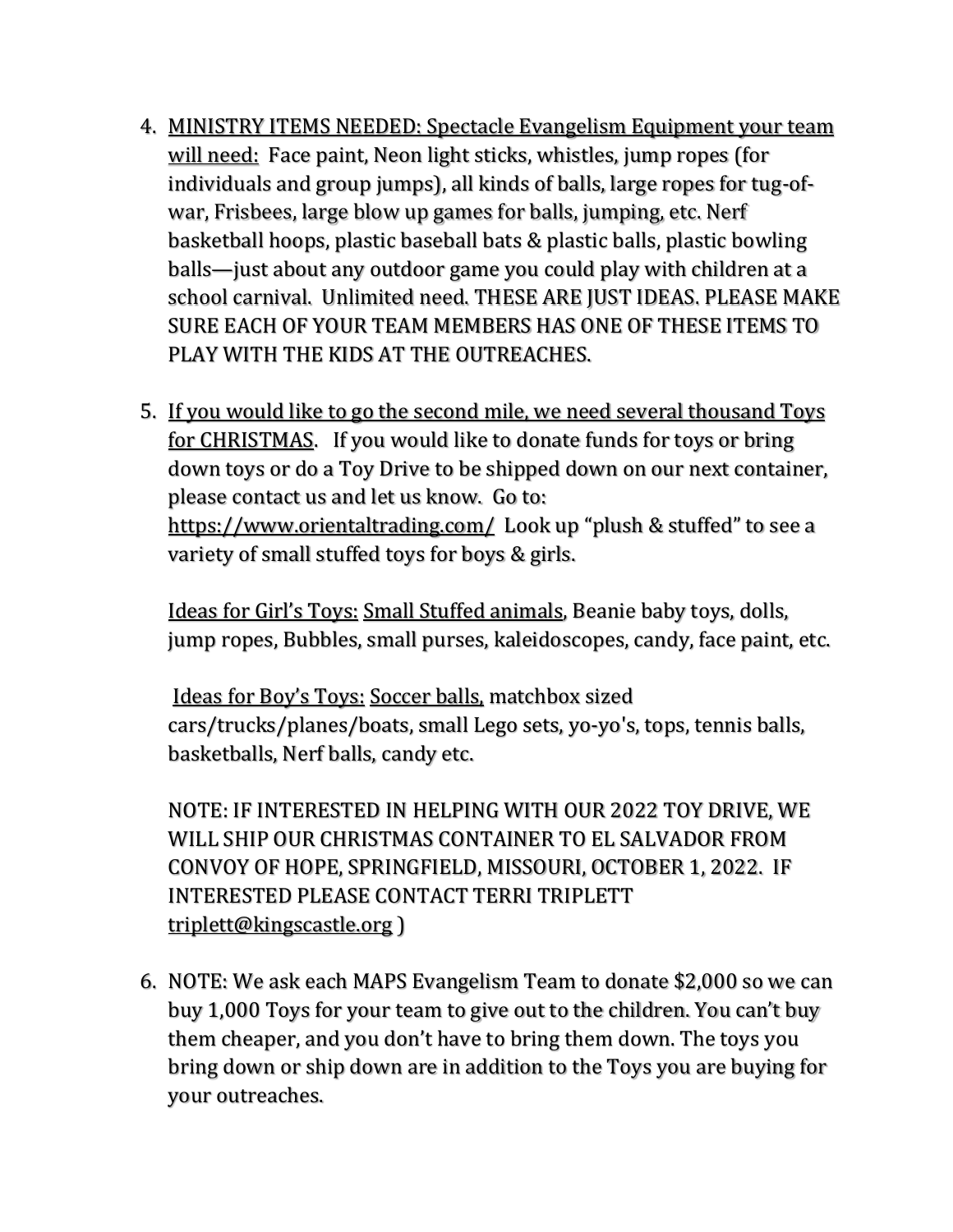4. <u>MINISTRY ITEMS NEEDED: Spectacle Evangelism Equipment your team will need:</u> Face paint, Neon light sticks, whistles, jump ropes (for individuals and group jumps), all kinds of balls, large ropes for tug-of-war, Frisbees, large blow up games for balls, jumping, etc. Nerf basketball hoops, plastic baseball bats & plastic balls, plastic bowling balls—just about any outdoor game you could play with children at a school carnival. Unlimited need. THESE ARE JUST IDEAS. PLEASE MAKE SURE EACH OF YOUR TEAM MEMBERS HAS ONE OF THESE ITEMS TO PLAY WITH THE KIDS AT THE OUTREACHES.

5. <u>If you would like to go the second mile, we need several thousand Toys for CHRISTMAS</u>. If you would like to donate funds for toys or bring down toys or do a Toy Drive to be shipped down on our next container, please contact us and let us know. Go to: https://www.orientaltrading.com/ Look up "plush & stuffed" to see a variety of small stuffed toys for boys & girls.

   <u>Ideas for Girl's Toys:</u> <u>Small Stuffed animals</u>, Beanie baby toys, dolls, jump ropes, Bubbles, small purses, kaleidoscopes, candy, face paint, etc.

   <u>Ideas for Boy's Toys:</u> <u>Soccer balls,</u> matchbox sized cars/trucks/planes/boats, small Lego sets, yo-yo's, tops, tennis balls, basketballs, Nerf balls, candy etc.

   NOTE: IF INTERESTED IN HELPING WITH OUR 2022 TOY DRIVE, WE WILL SHIP OUR CHRISTMAS CONTAINER TO EL SALVADOR FROM CONVOY OF HOPE, SPRINGFIELD, MISSOURI, OCTOBER 1, 2022. IF INTERESTED PLEASE CONTACT TERRI TRIPLETT triplett@kingscastle.org )

6. NOTE: We ask each MAPS Evangelism Team to donate $2,000 so we can buy 1,000 Toys for your team to give out to the children. You can't buy them cheaper, and you don't have to bring them down. The toys you bring down or ship down are in addition to the Toys you are buying for your outreaches.